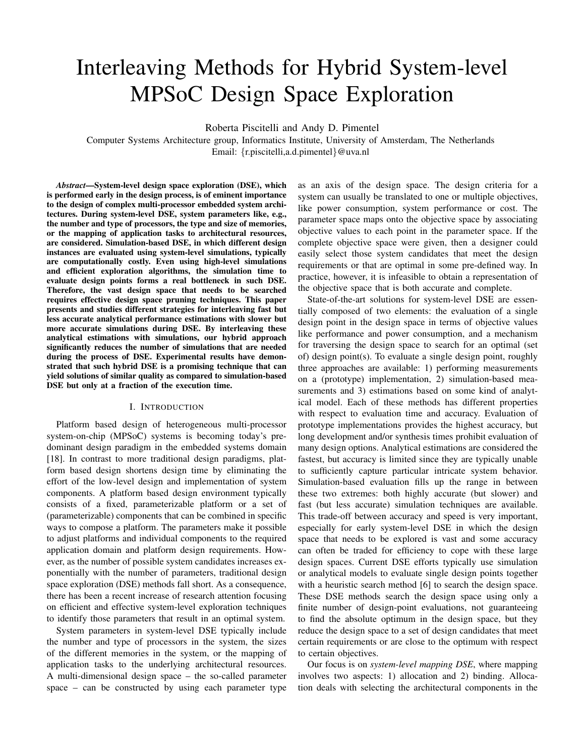# Interleaving Methods for Hybrid System-level MPSoC Design Space Exploration

Roberta Piscitelli and Andy D. Pimentel

Computer Systems Architecture group, Informatics Institute, University of Amsterdam, The Netherlands

Email: {r.piscitelli,a.d.pimentel}@uva.nl

***Abstract*—System-level design space exploration (DSE), which is performed early in the design process, is of eminent importance to the design of complex multi-processor embedded system architectures. During system-level DSE, system parameters like, e.g., the number and type of processors, the type and size of memories, or the mapping of application tasks to architectural resources, are considered. Simulation-based DSE, in which different design instances are evaluated using system-level simulations, typically are computationally costly. Even using high-level simulations and efficient exploration algorithms, the simulation time to evaluate design points forms a real bottleneck in such DSE. Therefore, the vast design space that needs to be searched requires effective design space pruning techniques. This paper presents and studies different strategies for interleaving fast but less accurate analytical performance estimations with slower but more accurate simulations during DSE. By interleaving these analytical estimations with simulations, our hybrid approach significantly reduces the number of simulations that are needed during the process of DSE. Experimental results have demonstrated that such hybrid DSE is a promising technique that can yield solutions of similar quality as compared to simulation-based DSE but only at a fraction of the execution time.**

## I. Introduction

Platform based design of heterogeneous multi-processor system-on-chip (MPSoC) systems is becoming today's predominant design paradigm in the embedded systems domain [18]. In contrast to more traditional design paradigms, platform based design shortens design time by eliminating the effort of the low-level design and implementation of system components. A platform based design environment typically consists of a fixed, parameterizable platform or a set of (parameterizable) components that can be combined in specific ways to compose a platform. The parameters make it possible to adjust platforms and individual components to the required application domain and platform design requirements. However, as the number of possible system candidates increases exponentially with the number of parameters, traditional design space exploration (DSE) methods fall short. As a consequence, there has been a recent increase of research attention focusing on efficient and effective system-level exploration techniques to identify those parameters that result in an optimal system.

System parameters in system-level DSE typically include the number and type of processors in the system, the sizes of the different memories in the system, or the mapping of application tasks to the underlying architectural resources. A multi-dimensional design space – the so-called parameter space – can be constructed by using each parameter type as an axis of the design space. The design criteria for a system can usually be translated to one or multiple objectives, like power consumption, system performance or cost. The parameter space maps onto the objective space by associating objective values to each point in the parameter space. If the complete objective space were given, then a designer could easily select those system candidates that meet the design requirements or that are optimal in some pre-defined way. In practice, however, it is infeasible to obtain a representation of the objective space that is both accurate and complete.

State-of-the-art solutions for system-level DSE are essentially composed of two elements: the evaluation of a single design point in the design space in terms of objective values like performance and power consumption, and a mechanism for traversing the design space to search for an optimal (set of) design point(s). To evaluate a single design point, roughly three approaches are available: 1) performing measurements on a (prototype) implementation, 2) simulation-based measurements and 3) estimations based on some kind of analytical model. Each of these methods has different properties with respect to evaluation time and accuracy. Evaluation of prototype implementations provides the highest accuracy, but long development and/or synthesis times prohibit evaluation of many design options. Analytical estimations are considered the fastest, but accuracy is limited since they are typically unable to sufficiently capture particular intricate system behavior. Simulation-based evaluation fills up the range in between these two extremes: both highly accurate (but slower) and fast (but less accurate) simulation techniques are available. This trade-off between accuracy and speed is very important, especially for early system-level DSE in which the design space that needs to be explored is vast and some accuracy can often be traded for efficiency to cope with these large design spaces. Current DSE efforts typically use simulation or analytical models to evaluate single design points together with a heuristic search method [6] to search the design space. These DSE methods search the design space using only a finite number of design-point evaluations, not guaranteeing to find the absolute optimum in the design space, but they reduce the design space to a set of design candidates that meet certain requirements or are close to the optimum with respect to certain objectives.

Our focus is on *system-level mapping DSE*, where mapping involves two aspects: 1) allocation and 2) binding. Allocation deals with selecting the architectural components in the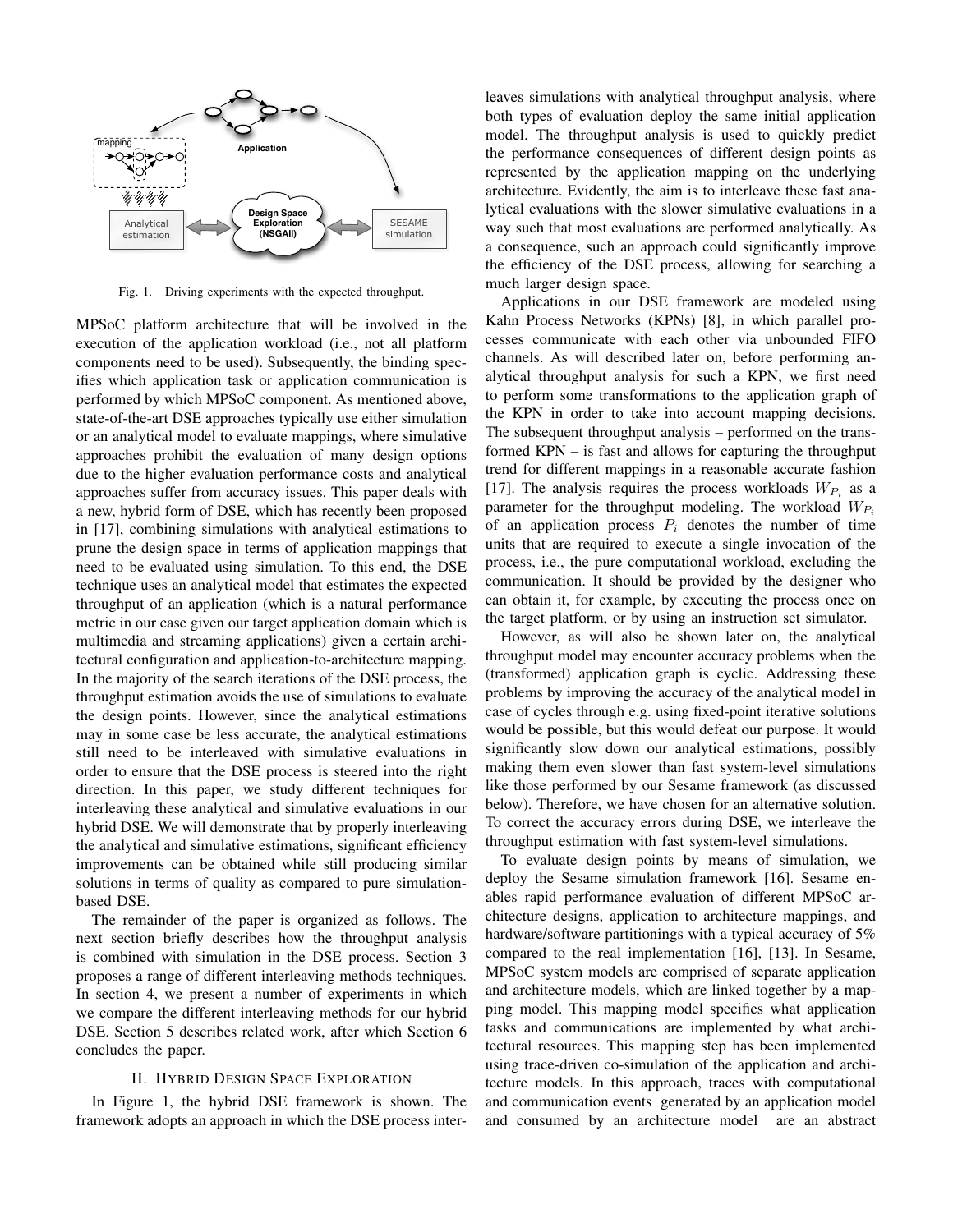mapping

Application

Analytical estimation

Design Space Exploration (NSGAII)

SESAME simulation

Fig. 1. Driving experiments with the expected throughput.

MPSoC platform architecture that will be involved in the execution of the application workload (i.e., not all platform components need to be used). Subsequently, the binding specifies which application task or application communication is performed by which MPSoC component. As mentioned above, state-of-the-art DSE approaches typically use either simulation or an analytical model to evaluate mappings, where simulative approaches prohibit the evaluation of many design options due to the higher evaluation performance costs and analytical approaches suffer from accuracy issues. This paper deals with a new, hybrid form of DSE, which has recently been proposed in [17], combining simulations with analytical estimations to prune the design space in terms of application mappings that need to be evaluated using simulation. To this end, the DSE technique uses an analytical model that estimates the expected throughput of an application (which is a natural performance metric in our case given our target application domain which is multimedia and streaming applications) given a certain architectural configuration and application-to-architecture mapping. In the majority of the search iterations of the DSE process, the throughput estimation avoids the use of simulations to evaluate the design points. However, since the analytical estimations may in some case be less accurate, the analytical estimations still need to be interleaved with simulative evaluations in order to ensure that the DSE process is steered into the right direction. In this paper, we study different techniques for interleaving these analytical and simulative evaluations in our hybrid DSE. We will demonstrate that by properly interleaving the analytical and simulative estimations, significant efficiency improvements can be obtained while still producing similar solutions in terms of quality as compared to pure simulation-based DSE.

The remainder of the paper is organized as follows. The next section briefly describes how the throughput analysis is combined with simulation in the DSE process. Section 3 proposes a range of different interleaving methods techniques. In section 4, we present a number of experiments in which we compare the different interleaving methods for our hybrid DSE. Section 5 describes related work, after which Section 6 concludes the paper.

## II. Hybrid Design Space Exploration

In Figure 1, the hybrid DSE framework is shown. The framework adopts an approach in which the DSE process interleaves simulations with analytical throughput analysis, where both types of evaluation deploy the same initial application model. The throughput analysis is used to quickly predict the performance consequences of different design points as represented by the application mapping on the underlying architecture. Evidently, the aim is to interleave these fast analytical evaluations with the slower simulative evaluations in a way such that most evaluations are performed analytically. As a consequence, such an approach could significantly improve the efficiency of the DSE process, allowing for searching a much larger design space.

Applications in our DSE framework are modeled using Kahn Process Networks (KPNs) [8], in which parallel processes communicate with each other via unbounded FIFO channels. As will described later on, before performing analytical throughput analysis for such a KPN, we first need to perform some transformations to the application graph of the KPN in order to take into account mapping decisions. The subsequent throughput analysis – performed on the transformed KPN – is fast and allows for capturing the throughput trend for different mappings in a reasonable accurate fashion [17]. The analysis requires the process workloads $W_{P_i}$ as a parameter for the throughput modeling. The workload $W_{P_i}$ of an application process $P_i$ denotes the number of time units that are required to execute a single invocation of the process, i.e., the pure computational workload, excluding the communication. It should be provided by the designer who can obtain it, for example, by executing the process once on the target platform, or by using an instruction set simulator.

However, as will also be shown later on, the analytical throughput model may encounter accuracy problems when the (transformed) application graph is cyclic. Addressing these problems by improving the accuracy of the analytical model in case of cycles through e.g. using fixed-point iterative solutions would be possible, but this would defeat our purpose. It would significantly slow down our analytical estimations, possibly making them even slower than fast system-level simulations like those performed by our Sesame framework (as discussed below). Therefore, we have chosen for an alternative solution. To correct the accuracy errors during DSE, we interleave the throughput estimation with fast system-level simulations.

To evaluate design points by means of simulation, we deploy the Sesame simulation framework [16]. Sesame enables rapid performance evaluation of different MPSoC architecture designs, application to architecture mappings, and hardware/software partitionings with a typical accuracy of 5% compared to the real implementation [16], [13]. In Sesame, MPSoC system models are comprised of separate application and architecture models, which are linked together by a mapping model. This mapping model specifies what application tasks and communications are implemented by what architectural resources. This mapping step has been implemented using trace-driven co-simulation of the application and architecture models. In this approach, traces with computational and communication events generated by an application model and consumed by an architecture model are an abstract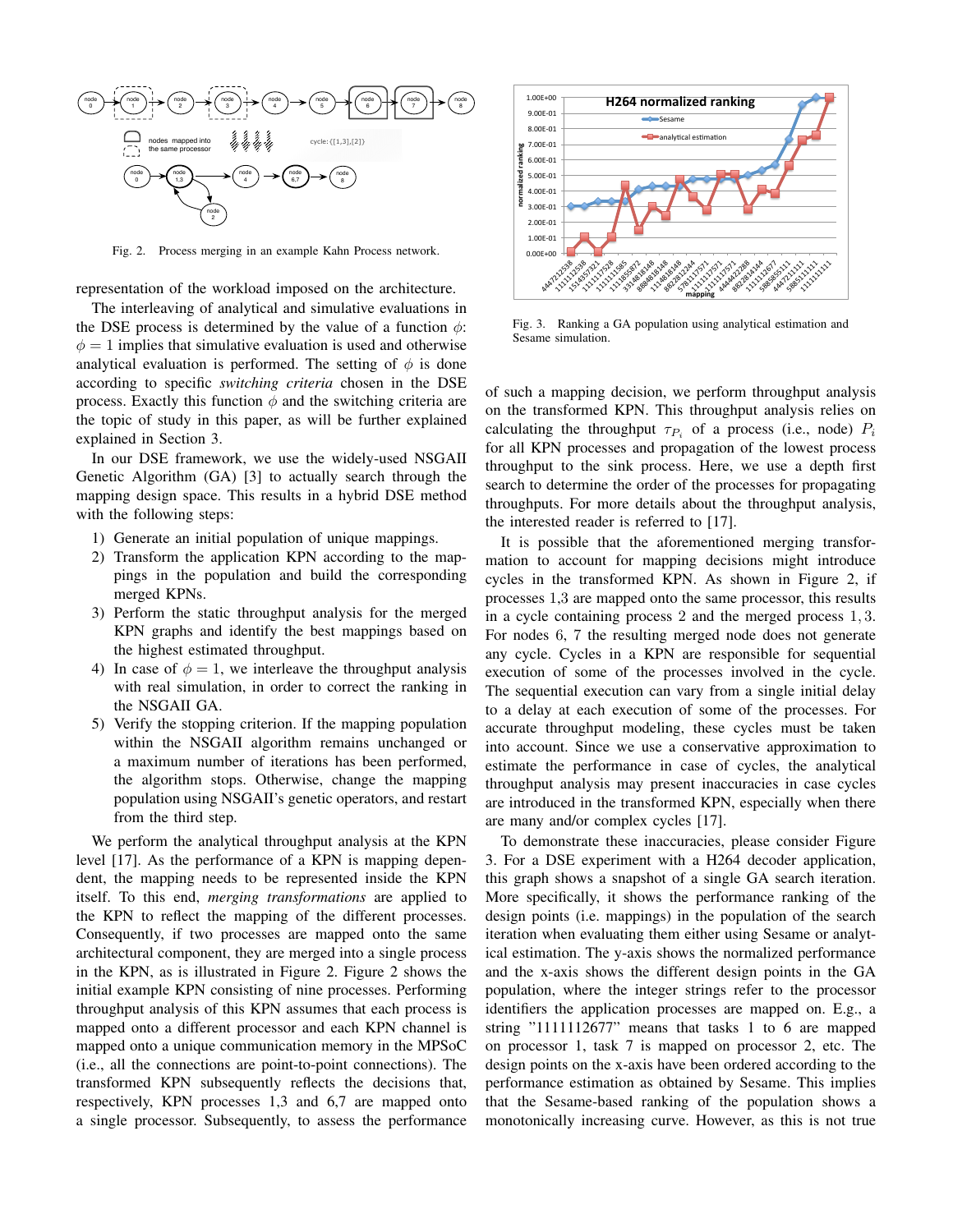Fig. 2. Process merging in an example Kahn Process network.

representation of the workload imposed on the architecture.

The interleaving of analytical and simulative evaluations in the DSE process is determined by the value of a function $\phi$: $\phi = 1$ implies that simulative evaluation is used and otherwise analytical evaluation is performed. The setting of $\phi$ is done according to specific *switching criteria* chosen in the DSE process. Exactly this function $\phi$ and the switching criteria are the topic of study in this paper, as will be further explained in Section 3.

In our DSE framework, we use the widely-used NSGAII Genetic Algorithm (GA) [3] to actually search through the mapping design space. This results in a hybrid DSE method with the following steps:

1) Generate an initial population of unique mappings.
2) Transform the application KPN according to the mappings in the population and build the corresponding merged KPNs.
3) Perform the static throughput analysis for the merged KPN graphs and identify the best mappings based on the highest estimated throughput.
4) In case of $\phi = 1$, we interleave the throughput analysis with real simulation, in order to correct the ranking in the NSGAII GA.
5) Verify the stopping criterion. If the mapping population within the NSGAII algorithm remains unchanged or a maximum number of iterations has been performed, the algorithm stops. Otherwise, change the mapping population using NSGAII's genetic operators, and restart from the third step.

We perform the analytical throughput analysis at the KPN level [17]. As the performance of a KPN is mapping dependent, the mapping needs to be represented inside the KPN itself. To this end, *merging transformations* are applied to the KPN to reflect the mapping of the different processes. Consequently, if two processes are mapped onto the same architectural component, they are merged into a single process in the KPN, as is illustrated in Figure 2. Figure 2 shows the initial example KPN consisting of nine processes. Performing throughput analysis of this KPN assumes that each process is mapped onto a different processor and each KPN channel is mapped onto a unique communication memory in the MPSoC (i.e., all the connections are point-to-point connections). The transformed KPN subsequently reflects the decisions that, respectively, KPN processes 1,3 and 6,7 are mapped onto a single processor. Subsequently, to assess the performance

Fig. 3. Ranking a GA population using analytical estimation and Sesame simulation.

of such a mapping decision, we perform throughput analysis on the transformed KPN. This throughput analysis relies on calculating the throughput $\tau_{P_i}$ of a process (i.e., node) $P_i$ for all KPN processes and propagation of the lowest process throughput to the sink process. Here, we use a depth first search to determine the order of the processes for propagating throughputs. For more details about the throughput analysis, the interested reader is referred to [17].

It is possible that the aforementioned merging transformation to account for mapping decisions might introduce cycles in the transformed KPN. As shown in Figure 2, if processes 1,3 are mapped onto the same processor, this results in a cycle containing process 2 and the merged process $1,3$. For nodes 6, 7 the resulting merged node does not generate any cycle. Cycles in a KPN are responsible for sequential execution of some of the processes involved in the cycle. The sequential execution can vary from a single initial delay to a delay at each execution of some of the processes. For accurate throughput modeling, these cycles must be taken into account. Since we use a conservative approximation to estimate the performance in case of cycles, the analytical throughput analysis may present inaccuracies in case cycles are introduced in the transformed KPN, especially when there are many and/or complex cycles [17].

To demonstrate these inaccuracies, please consider Figure 3. For a DSE experiment with a H264 decoder application, this graph shows a snapshot of a single GA search iteration. More specifically, it shows the performance ranking of the design points (i.e. mappings) in the population of the search iteration when evaluating them either using Sesame or analytical estimation. The y-axis shows the normalized performance and the x-axis shows the different design points in the GA population, where the integer strings refer to the processor identifiers the application processes are mapped on. E.g., a string "1111112677" means that tasks 1 to 6 are mapped on processor 1, task 7 is mapped on processor 2, etc. The design points on the x-axis have been ordered according to the performance estimation as obtained by Sesame. This implies that the Sesame-based ranking of the population shows a monotonically increasing curve. However, as this is not true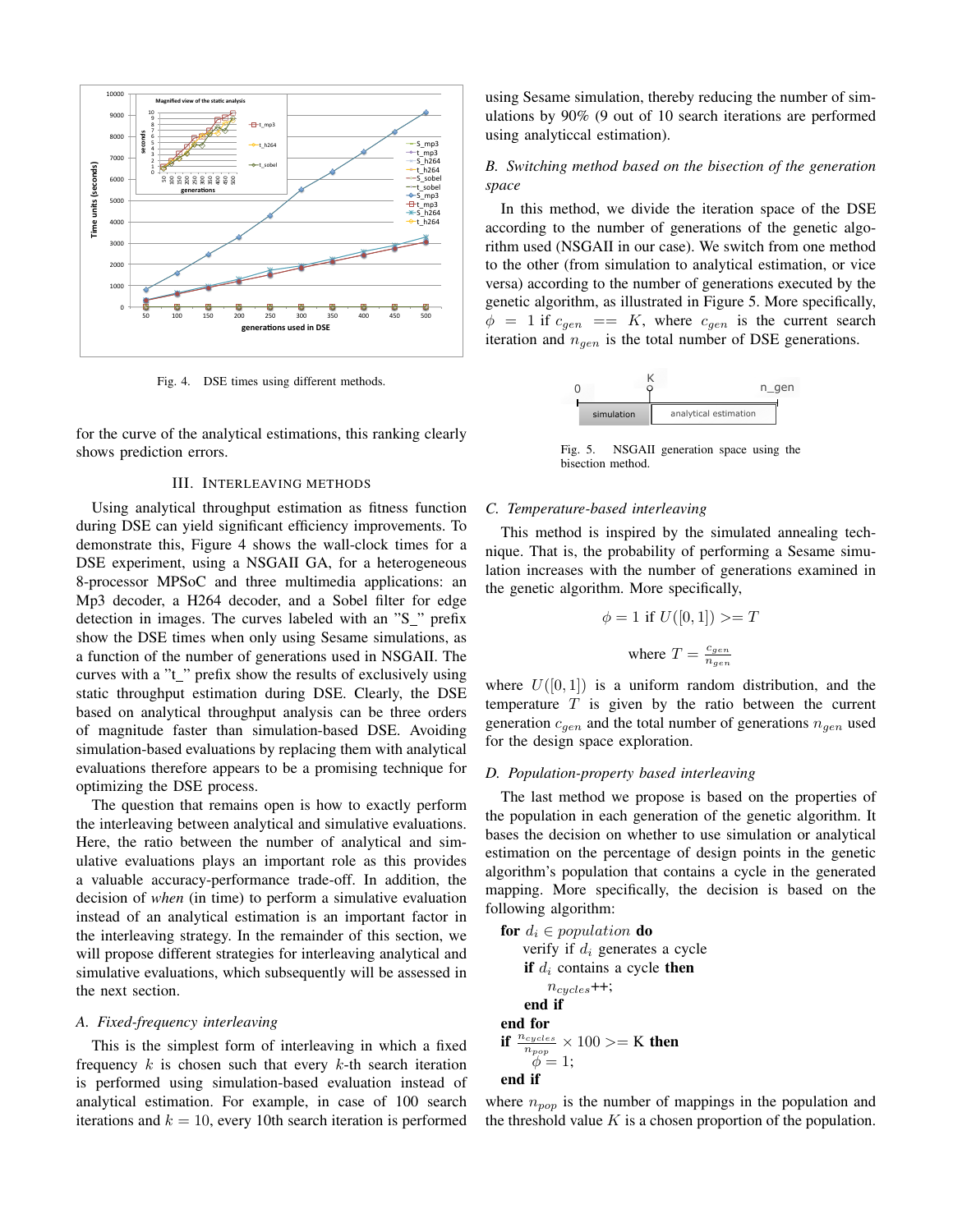Fig. 4. DSE times using different methods.

for the curve of the analytical estimations, this ranking clearly shows prediction errors.

## III. Interleaving Methods

Using analytical throughput estimation as fitness function during DSE can yield significant efficiency improvements. To demonstrate this, Figure 4 shows the wall-clock times for a DSE experiment, using a NSGAII GA, for a heterogeneous 8-processor MPSoC and three multimedia applications: an Mp3 decoder, a H264 decoder, and a Sobel filter for edge detection in images. The curves labeled with an "S_" prefix show the DSE times when only using Sesame simulations, as a function of the number of generations used in NSGAII. The curves with a "t_" prefix show the results of exclusively using static throughput estimation during DSE. Clearly, the DSE based on analytical throughput analysis can be three orders of magnitude faster than simulation-based DSE. Avoiding simulation-based evaluations by replacing them with analytical evaluations therefore appears to be a promising technique for optimizing the DSE process.

The question that remains open is how to exactly perform the interleaving between analytical and simulative evaluations. Here, the ratio between the number of analytical and simulative evaluations plays an important role as this provides a valuable accuracy-performance trade-off. In addition, the decision of *when* (in time) to perform a simulative evaluation instead of an analytical estimation is an important factor in the interleaving strategy. In the remainder of this section, we will propose different strategies for interleaving analytical and simulative evaluations, which subsequently will be assessed in the next section.

### A. Fixed-frequency interleaving

This is the simplest form of interleaving in which a fixed frequency $k$ is chosen such that every $k$-th search iteration is performed using simulation-based evaluation instead of analytical estimation. For example, in case of 100 search iterations and $k = 10$, every 10th search iteration is performed using Sesame simulation, thereby reducing the number of simulations by 90% (9 out of 10 search iterations are performed using analyticcal estimation).

### B. Switching method based on the bisection of the generation space

In this method, we divide the iteration space of the DSE according to the number of generations of the genetic algorithm used (NSGAII in our case). We switch from one method to the other (from simulation to analytical estimation, or vice versa) according to the number of generations executed by the genetic algorithm, as illustrated in Figure 5. More specifically, $\phi = 1$ if $c_{gen} == K$, where $c_{gen}$ is the current search iteration and $n_{gen}$ is the total number of DSE generations.

Fig. 5. NSGAII generation space using the bisection method.

### C. Temperature-based interleaving

This method is inspired by the simulated annealing technique. That is, the probability of performing a Sesame simulation increases with the number of generations examined in the genetic algorithm. More specifically,

$$\phi = 1 \text{ if } U([0,1]) >= T$$

$$\text{where } T = \frac{c_{gen}}{n_{gen}}$$

where $U([0,1])$ is a uniform random distribution, and the temperature $T$ is given by the ratio between the current generation $c_{gen}$ and the total number of generations $n_{gen}$ used for the design space exploration.

### D. Population-property based interleaving

The last method we propose is based on the properties of the population in each generation of the genetic algorithm. It bases the decision on whether to use simulation or analytical estimation on the percentage of design points in the genetic algorithm's population that contains a cycle in the generated mapping. More specifically, the decision is based on the following algorithm:

**for** $d_i \in population$ **do**
  verify if $d_i$ generates a cycle
  **if** $d_i$ contains a cycle **then**
    $n_{cycles}$++;
  **end if**
**end for**
**if** $\frac{n_{cycles}}{n_{pop}} \times 100 >= \text{K}$ **then**
  $\phi = 1$;
**end if**

where $n_{pop}$ is the number of mappings in the population and the threshold value $K$ is a chosen proportion of the population.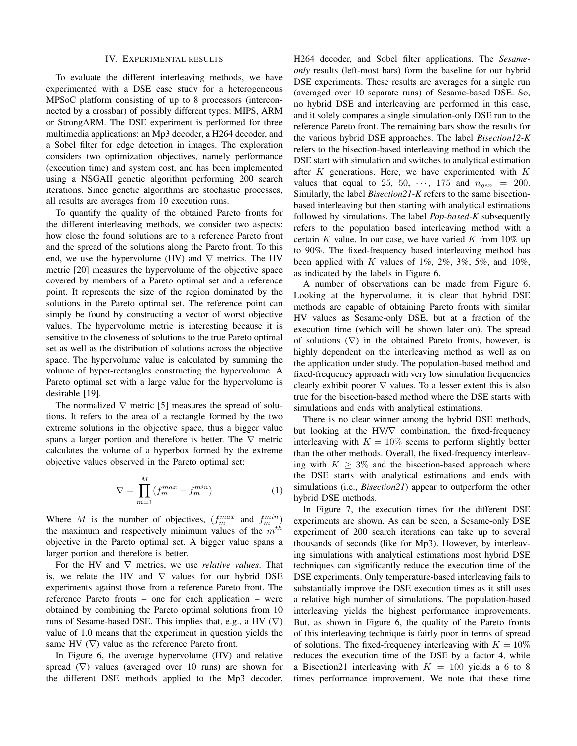## IV. Experimental results

To evaluate the different interleaving methods, we have experimented with a DSE case study for a heterogeneous MPSoC platform consisting of up to 8 processors (interconnected by a crossbar) of possibly different types: MIPS, ARM or StrongARM. The DSE experiment is performed for three multimedia applications: an Mp3 decoder, a H264 decoder, and a Sobel filter for edge detection in images. The exploration considers two optimization objectives, namely performance (execution time) and system cost, and has been implemented using a NSGAII genetic algorithm performing 200 search iterations. Since genetic algorithms are stochastic processes, all results are averages from 10 execution runs.

To quantify the quality of the obtained Pareto fronts for the different interleaving methods, we consider two aspects: how close the found solutions are to a reference Pareto front and the spread of the solutions along the Pareto front. To this end, we use the hypervolume (HV) and $\nabla$ metrics. The HV metric [20] measures the hypervolume of the objective space covered by members of a Pareto optimal set and a reference point. It represents the size of the region dominated by the solutions in the Pareto optimal set. The reference point can simply be found by constructing a vector of worst objective values. The hypervolume metric is interesting because it is sensitive to the closeness of solutions to the true Pareto optimal set as well as the distribution of solutions across the objective space. The hypervolume value is calculated by summing the volume of hyper-rectangles constructing the hypervolume. A Pareto optimal set with a large value for the hypervolume is desirable [19].

The normalized $\nabla$ metric [5] measures the spread of solutions. It refers to the area of a rectangle formed by the two extreme solutions in the objective space, thus a bigger value spans a larger portion and therefore is better. The $\nabla$ metric calculates the volume of a hyperbox formed by the extreme objective values observed in the Pareto optimal set:

$$\nabla = \prod_{m=1}^{M} (f_m^{max} - f_m^{min}) \tag{1}$$

Where $M$ is the number of objectives, ($f_m^{max}$ and $f_m^{min}$) the maximum and respectively minimum values of the $m^{th}$ objective in the Pareto optimal set. A bigger value spans a larger portion and therefore is better.

For the HV and $\nabla$ metrics, we use *relative values*. That is, we relate the HV and $\nabla$ values for our hybrid DSE experiments against those from a reference Pareto front. The reference Pareto fronts – one for each application – were obtained by combining the Pareto optimal solutions from 10 runs of Sesame-based DSE. This implies that, e.g., a HV ($\nabla$) value of 1.0 means that the experiment in question yields the same HV ($\nabla$) value as the reference Pareto front.

In Figure 6, the average hypervolume (HV) and relative spread ($\nabla$) values (averaged over 10 runs) are shown for the different DSE methods applied to the Mp3 decoder, H264 decoder, and Sobel filter applications. The *Sesame-only* results (left-most bars) form the baseline for our hybrid DSE experiments. These results are averages for a single run (averaged over 10 separate runs) of Sesame-based DSE. So, no hybrid DSE and interleaving are performed in this case, and it solely compares a single simulation-only DSE run to the reference Pareto front. The remaining bars show the results for the various hybrid DSE approaches. The label *Bisection12-K* refers to the bisection-based interleaving method in which the DSE start with simulation and switches to analytical estimation after $K$ generations. Here, we have experimented with $K$ values that equal to 25, 50, $\cdots$, 175 and $n_{gen} = 200$. Similarly, the label *Bisection21-K* refers to the same bisection-based interleaving but then starting with analytical estimations followed by simulations. The label *Pop-based-K* subsequently refers to the population based interleaving method with a certain $K$ value. In our case, we have varied $K$ from 10% up to 90%. The fixed-frequency based interleaving method has been applied with $K$ values of 1%, 2%, 3%, 5%, and 10%, as indicated by the labels in Figure 6.

A number of observations can be made from Figure 6. Looking at the hypervolume, it is clear that hybrid DSE methods are capable of obtaining Pareto fronts with similar HV values as Sesame-only DSE, but at a fraction of the execution time (which will be shown later on). The spread of solutions ($\nabla$) in the obtained Pareto fronts, however, is highly dependent on the interleaving method as well as on the application under study. The population-based method and fixed-frequency approach with very low simulation frequencies clearly exhibit poorer $\nabla$ values. To a lesser extent this is also true for the bisection-based method where the DSE starts with simulations and ends with analytical estimations.

There is no clear winner among the hybrid DSE methods, but looking at the HV/$\nabla$ combination, the fixed-frequency interleaving with $K = 10\%$ seems to perform slightly better than the other methods. Overall, the fixed-frequency interleaving with $K \geq 3\%$ and the bisection-based approach where the DSE starts with analytical estimations and ends with simulations (i.e., *Bisection21*) appear to outperform the other hybrid DSE methods.

In Figure 7, the execution times for the different DSE experiments are shown. As can be seen, a Sesame-only DSE experiment of 200 search iterations can take up to several thousands of seconds (like for Mp3). However, by interleaving simulations with analytical estimations most hybrid DSE techniques can significantly reduce the execution time of the DSE experiments. Only temperature-based interleaving fails to substantially improve the DSE execution times as it still uses a relative high number of simulations. The population-based interleaving yields the highest performance improvements. But, as shown in Figure 6, the quality of the Pareto fronts of this interleaving technique is fairly poor in terms of spread of solutions. The fixed-frequency interleaving with $K = 10\%$ reduces the execution time of the DSE by a factor 4, while a Bisection21 interleaving with $K = 100$ yields a 6 to 8 times performance improvement. We note that these time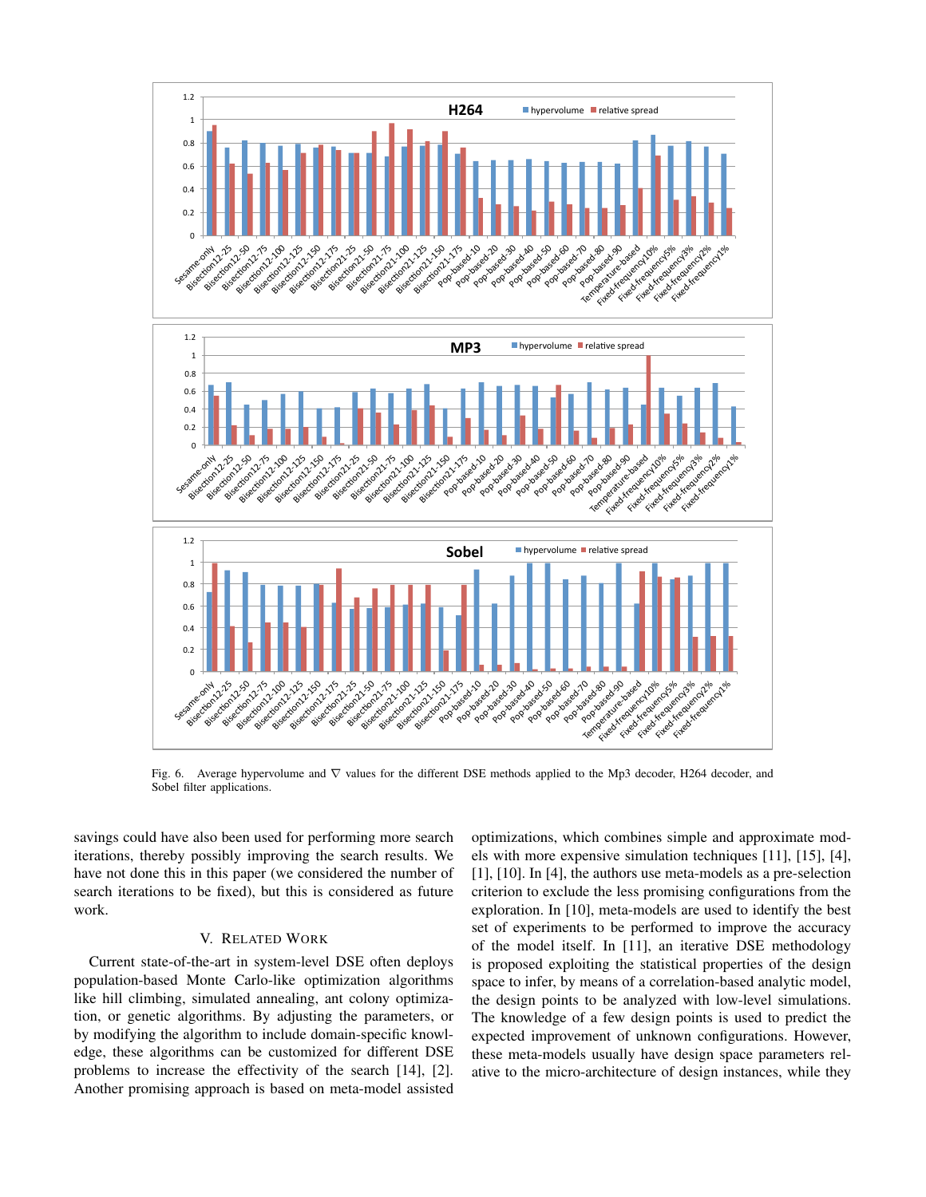Fig. 6. Average hypervolume and $\nabla$ values for the different DSE methods applied to the Mp3 decoder, H264 decoder, and Sobel filter applications.

savings could have also been used for performing more search iterations, thereby possibly improving the search results. We have not done this in this paper (we considered the number of search iterations to be fixed), but this is considered as future work.

## V. Related Work

Current state-of-the-art in system-level DSE often deploys population-based Monte Carlo-like optimization algorithms like hill climbing, simulated annealing, ant colony optimization, or genetic algorithms. By adjusting the parameters, or by modifying the algorithm to include domain-specific knowledge, these algorithms can be customized for different DSE problems to increase the effectivity of the search [14], [2]. Another promising approach is based on meta-model assisted optimizations, which combines simple and approximate models with more expensive simulation techniques [11], [15], [4], [1], [10]. In [4], the authors use meta-models as a pre-selection criterion to exclude the less promising configurations from the exploration. In [10], meta-models are used to identify the best set of experiments to be performed to improve the accuracy of the model itself. In [11], an iterative DSE methodology is proposed exploiting the statistical properties of the design space to infer, by means of a correlation-based analytic model, the design points to be analyzed with low-level simulations. The knowledge of a few design points is used to predict the expected improvement of unknown configurations. However, these meta-models usually have design space parameters relative to the micro-architecture of design instances, while they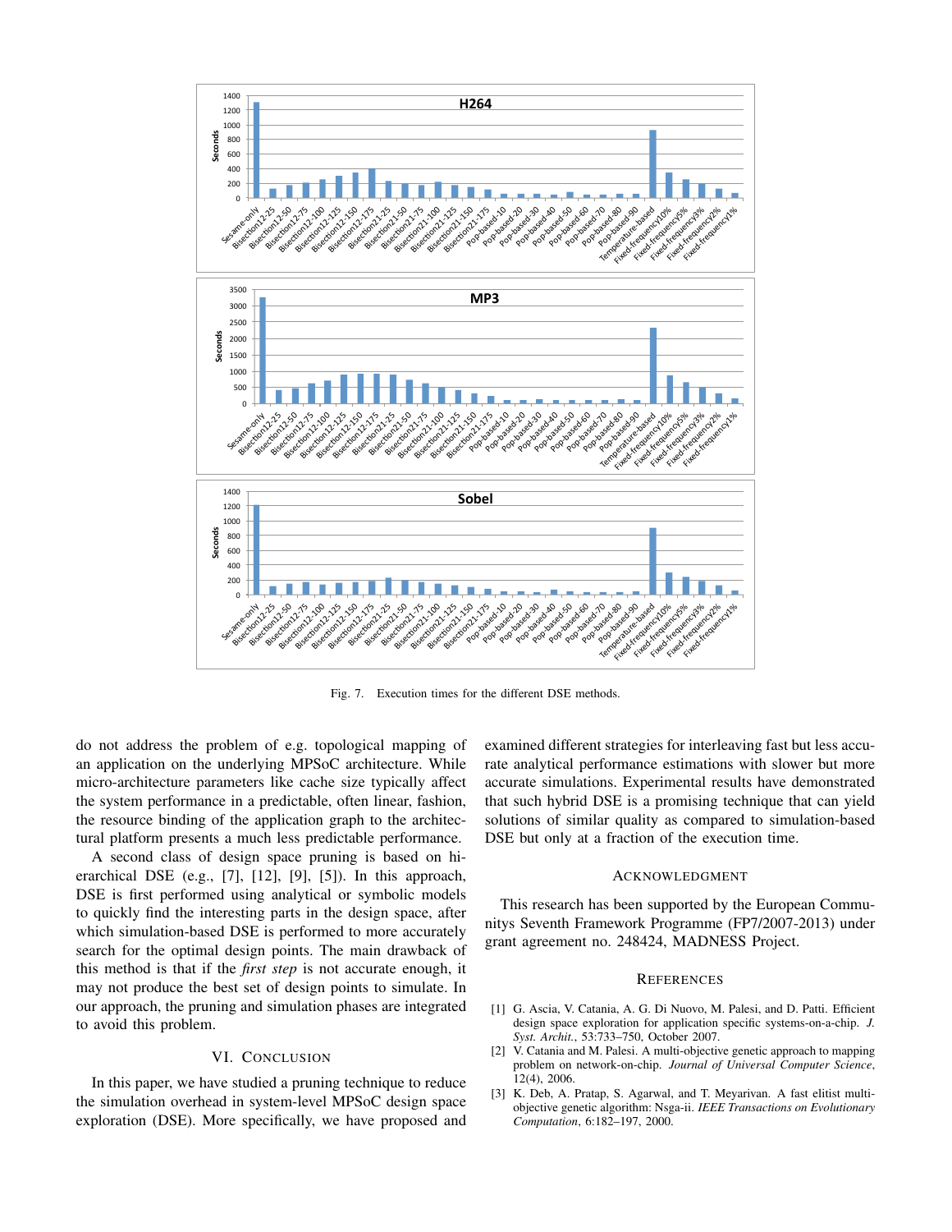Fig. 7. Execution times for the different DSE methods.

do not address the problem of e.g. topological mapping of an application on the underlying MPSoC architecture. While micro-architecture parameters like cache size typically affect the system performance in a predictable, often linear, fashion, the resource binding of the application graph to the architectural platform presents a much less predictable performance.

A second class of design space pruning is based on hierarchical DSE (e.g., [7], [12], [9], [5]). In this approach, DSE is first performed using analytical or symbolic models to quickly find the interesting parts in the design space, after which simulation-based DSE is performed to more accurately search for the optimal design points. The main drawback of this method is that if the *first step* is not accurate enough, it may not produce the best set of design points to simulate. In our approach, the pruning and simulation phases are integrated to avoid this problem.

## VI. Conclusion

In this paper, we have studied a pruning technique to reduce the simulation overhead in system-level MPSoC design space exploration (DSE). More specifically, we have proposed and examined different strategies for interleaving fast but less accurate analytical performance estimations with slower but more accurate simulations. Experimental results have demonstrated that such hybrid DSE is a promising technique that can yield solutions of similar quality as compared to simulation-based DSE but only at a fraction of the execution time.

## Acknowledgment

This research has been supported by the European Communitys Seventh Framework Programme (FP7/2007-2013) under grant agreement no. 248424, MADNESS Project.

## References

[1] G. Ascia, V. Catania, A. G. Di Nuovo, M. Palesi, and D. Patti. Efficient design space exploration for application specific systems-on-a-chip. *J. Syst. Archit.*, 53:733–750, October 2007.

[2] V. Catania and M. Palesi. A multi-objective genetic approach to mapping problem on network-on-chip. *Journal of Universal Computer Science*, 12(4), 2006.

[3] K. Deb, A. Pratap, S. Agarwal, and T. Meyarivan. A fast elitist multi-objective genetic algorithm: Nsga-ii. *IEEE Transactions on Evolutionary Computation*, 6:182–197, 2000.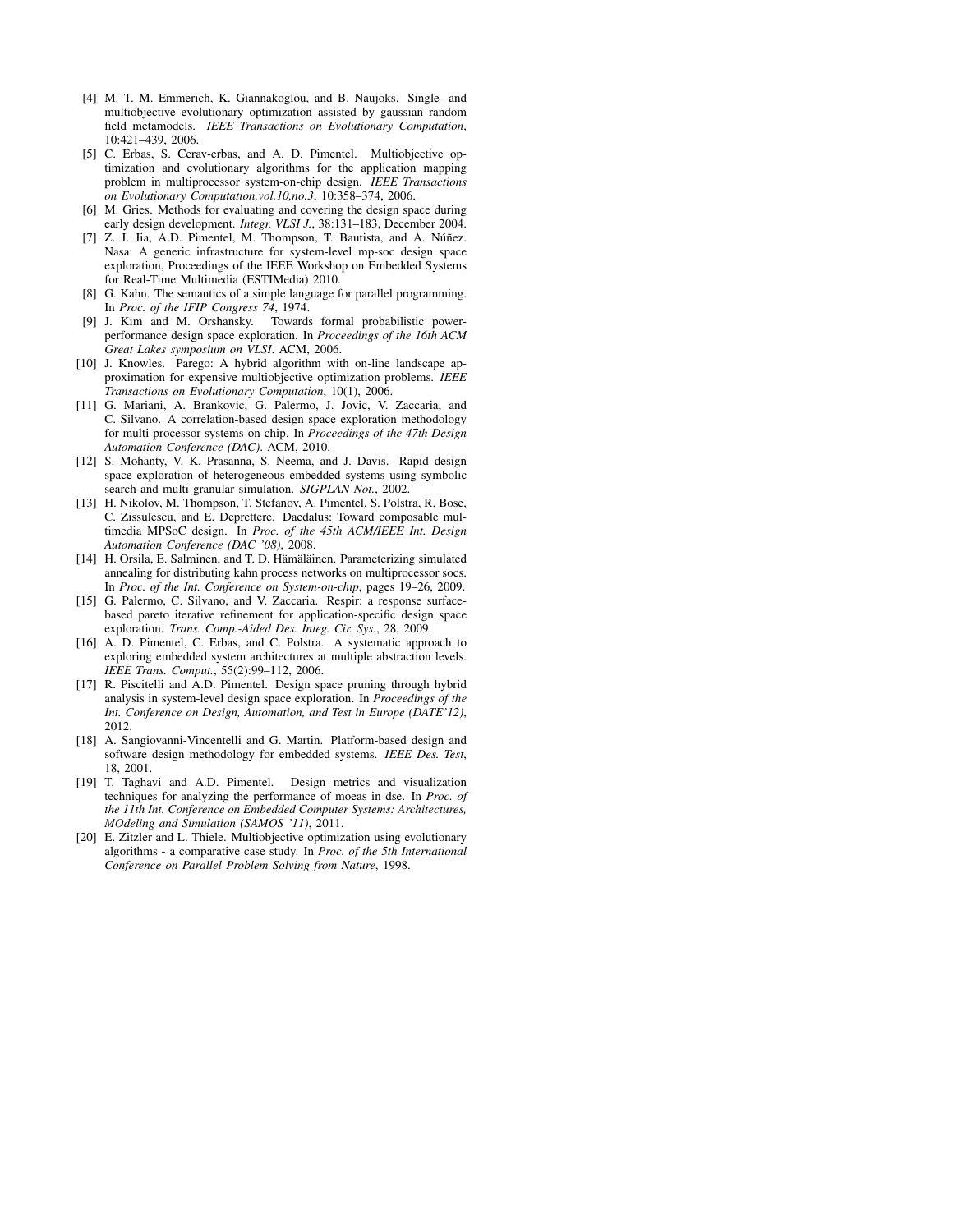[4] M. T. M. Emmerich, K. Giannakoglou, and B. Naujoks. Single- and multiobjective evolutionary optimization assisted by gaussian random field metamodels. *IEEE Transactions on Evolutionary Computation*, 10:421–439, 2006.

[5] C. Erbas, S. Cerav-erbas, and A. D. Pimentel. Multiobjective optimization and evolutionary algorithms for the application mapping problem in multiprocessor system-on-chip design. *IEEE Transactions on Evolutionary Computation,vol.10,no.3*, 10:358–374, 2006.

[6] M. Gries. Methods for evaluating and covering the design space during early design development. *Integr. VLSI J.*, 38:131–183, December 2004.

[7] Z. J. Jia, A.D. Pimentel, M. Thompson, T. Bautista, and A. Núñez. Nasa: A generic infrastructure for system-level mp-soc design space exploration, Proceedings of the IEEE Workshop on Embedded Systems for Real-Time Multimedia (ESTIMedia) 2010.

[8] G. Kahn. The semantics of a simple language for parallel programming. In *Proc. of the IFIP Congress 74*, 1974.

[9] J. Kim and M. Orshansky. Towards formal probabilistic power-performance design space exploration. In *Proceedings of the 16th ACM Great Lakes symposium on VLSI*. ACM, 2006.

[10] J. Knowles. Parego: A hybrid algorithm with on-line landscape approximation for expensive multiobjective optimization problems. *IEEE Transactions on Evolutionary Computation*, 10(1), 2006.

[11] G. Mariani, A. Brankovic, G. Palermo, J. Jovic, V. Zaccaria, and C. Silvano. A correlation-based design space exploration methodology for multi-processor systems-on-chip. In *Proceedings of the 47th Design Automation Conference (DAC)*. ACM, 2010.

[12] S. Mohanty, V. K. Prasanna, S. Neema, and J. Davis. Rapid design space exploration of heterogeneous embedded systems using symbolic search and multi-granular simulation. *SIGPLAN Not.*, 2002.

[13] H. Nikolov, M. Thompson, T. Stefanov, A. Pimentel, S. Polstra, R. Bose, C. Zissulescu, and E. Deprettere. Daedalus: Toward composable multimedia MPSoC design. In *Proc. of the 45th ACM/IEEE Int. Design Automation Conference (DAC '08)*, 2008.

[14] H. Orsila, E. Salminen, and T. D. Hämäläinen. Parameterizing simulated annealing for distributing kahn process networks on multiprocessor socs. In *Proc. of the Int. Conference on System-on-chip*, pages 19–26, 2009.

[15] G. Palermo, C. Silvano, and V. Zaccaria. Respir: a response surface-based pareto iterative refinement for application-specific design space exploration. *Trans. Comp.-Aided Des. Integ. Cir. Sys.*, 28, 2009.

[16] A. D. Pimentel, C. Erbas, and C. Polstra. A systematic approach to exploring embedded system architectures at multiple abstraction levels. *IEEE Trans. Comput.*, 55(2):99–112, 2006.

[17] R. Piscitelli and A.D. Pimentel. Design space pruning through hybrid analysis in system-level design space exploration. In *Proceedings of the Int. Conference on Design, Automation, and Test in Europe (DATE'12)*, 2012.

[18] A. Sangiovanni-Vincentelli and G. Martin. Platform-based design and software design methodology for embedded systems. *IEEE Des. Test*, 18, 2001.

[19] T. Taghavi and A.D. Pimentel. Design metrics and visualization techniques for analyzing the performance of moeas in dse. In *Proc. of the 11th Int. Conference on Embedded Computer Systems: Architectures, MOdeling and Simulation (SAMOS '11)*, 2011.

[20] E. Zitzler and L. Thiele. Multiobjective optimization using evolutionary algorithms - a comparative case study. In *Proc. of the 5th International Conference on Parallel Problem Solving from Nature*, 1998.